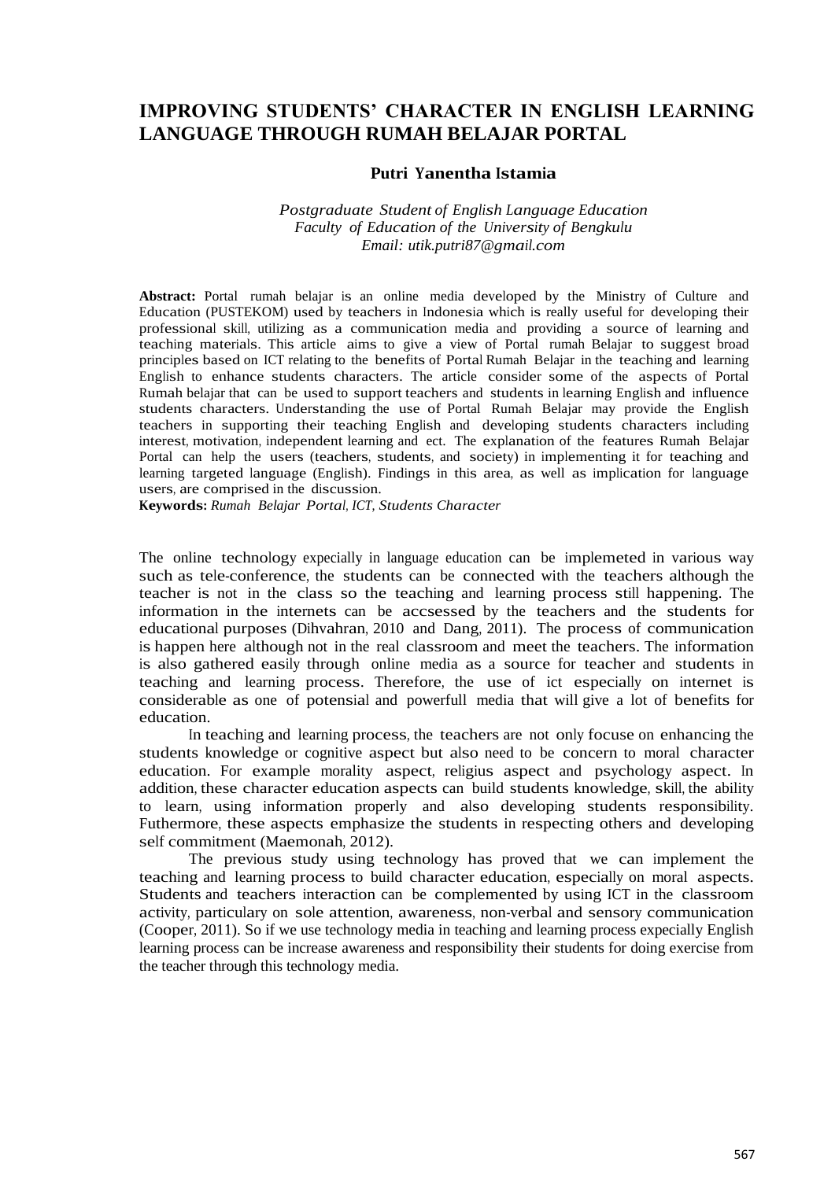# IMPROVING STUDENTS' CHARACTER IN ENGLISH LEARNING LANGUAGE THROUGH RUMAH BELAJAR PORTAL

**Putri Yanentha Istamia**

*Postgraduate Student of English Language Education*
*Faculty of Education of the University of Bengkulu*
*Email: utik.putri87@gmail.com*

**Abstract:** Portal rumah belajar is an online media developed by the Ministry of Culture and Education (PUSTEKOM) used by teachers in Indonesia which is really useful for developing their professional skill, utilizing as a communication media and providing a source of learning and teaching materials. This article aims to give a view of Portal rumah Belajar to suggest broad principles based on ICT relating to the benefits of Portal Rumah Belajar in the teaching and learning English to enhance students characters. The article consider some of the aspects of Portal Rumah belajar that can be used to support teachers and students in learning English and influence students characters. Understanding the use of Portal Rumah Belajar may provide the English teachers in supporting their teaching English and developing students characters including interest, motivation, independent learning and ect. The explanation of the features Rumah Belajar Portal can help the users (teachers, students, and society) in implementing it for teaching and learning targeted language (English). Findings in this area, as well as implication for language users, are comprised in the discussion.

**Keywords:** *Rumah Belajar Portal, ICT, Students Character*

The online technology expecially in language education can be implemeted in various way such as tele-conference, the students can be connected with the teachers although the teacher is not in the class so the teaching and learning process still happening. The information in the internets can be accsessed by the teachers and the students for educational purposes (Dihvahran, 2010 and Dang, 2011). The process of communication is happen here although not in the real classroom and meet the teachers. The information is also gathered easily through online media as a source for teacher and students in teaching and learning process. Therefore, the use of ict especially on internet is considerable as one of potensial and powerfull media that will give a lot of benefits for education.

In teaching and learning process, the teachers are not only focuse on enhancing the students knowledge or cognitive aspect but also need to be concern to moral character education. For example morality aspect, religius aspect and psychology aspect. In addition, these character education aspects can build students knowledge, skill, the ability to learn, using information properly and also developing students responsibility. Futhermore, these aspects emphasize the students in respecting others and developing self commitment (Maemonah, 2012).

The previous study using technology has proved that we can implement the teaching and learning process to build character education, especially on moral aspects. Students and teachers interaction can be complemented by using ICT in the classroom activity, particulary on sole attention, awareness, non-verbal and sensory communication (Cooper, 2011). So if we use technology media in teaching and learning process expecially English learning process can be increase awareness and responsibility their students for doing exercise from the teacher through this technology media.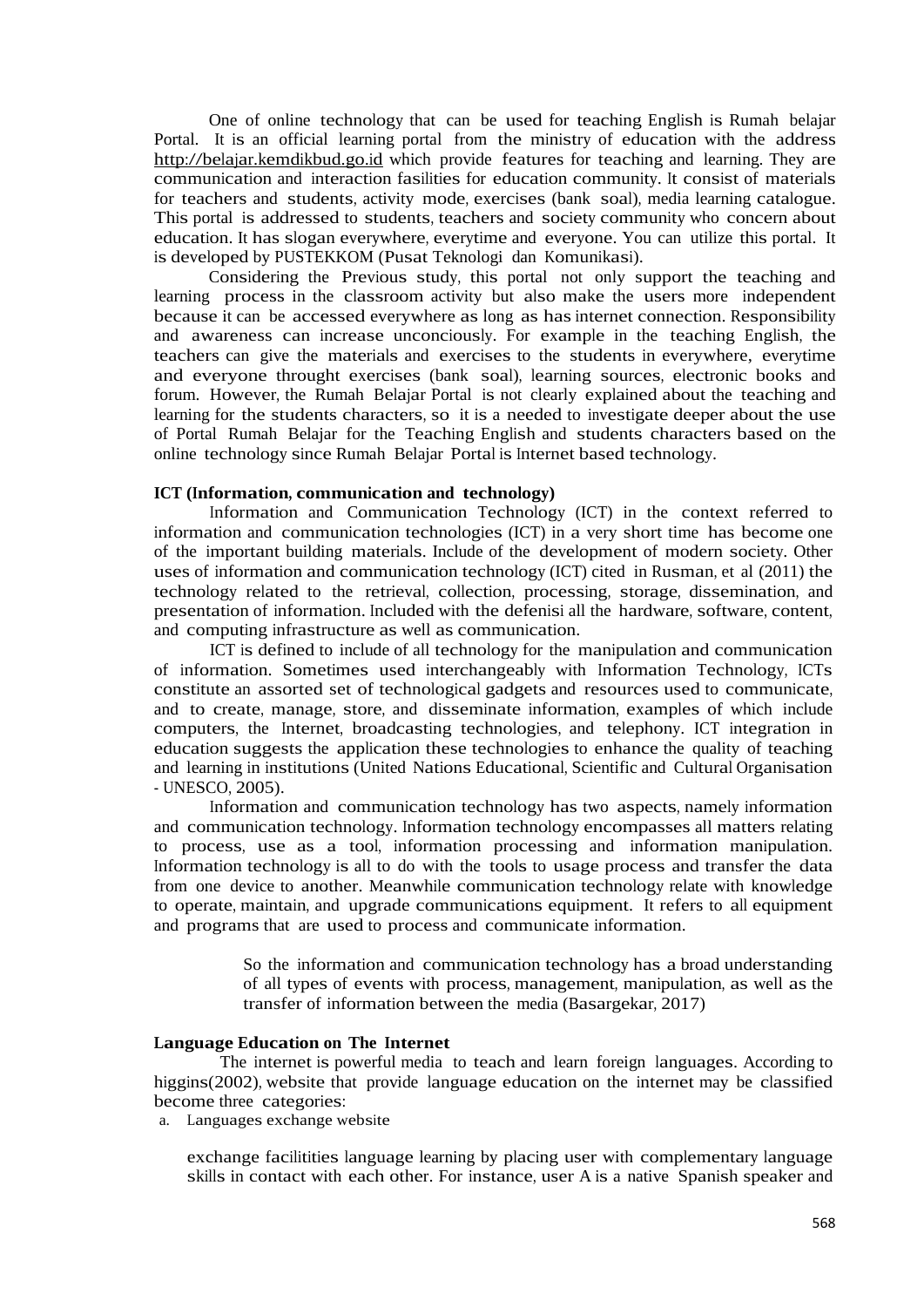One of online technology that can be used for teaching English is Rumah belajar Portal. It is an official learning portal from the ministry of education with the address http://belajar.kemdikbud.go.id which provide features for teaching and learning. They are communication and interaction fasilities for education community. It consist of materials for teachers and students, activity mode, exercises (bank soal), media learning catalogue. This portal is addressed to students, teachers and society community who concern about education. It has slogan everywhere, everytime and everyone. You can utilize this portal. It is developed by PUSTEKKOM (Pusat Teknologi dan Komunikasi).

Considering the Previous study, this portal not only support the teaching and learning process in the classroom activity but also make the users more independent because it can be accessed everywhere as long as has internet connection. Responsibility and awareness can increase unconciously. For example in the teaching English, the teachers can give the materials and exercises to the students in everywhere, everytime and everyone throught exercises (bank soal), learning sources, electronic books and forum. However, the Rumah Belajar Portal is not clearly explained about the teaching and learning for the students characters, so it is a needed to investigate deeper about the use of Portal Rumah Belajar for the Teaching English and students characters based on the online technology since Rumah Belajar Portal is Internet based technology.

**ICT (Information, communication and technology)**

Information and Communication Technology (ICT) in the context referred to information and communication technologies (ICT) in a very short time has become one of the important building materials. Include of the development of modern society. Other uses of information and communication technology (ICT) cited in Rusman, et al (2011) the technology related to the retrieval, collection, processing, storage, dissemination, and presentation of information. Included with the defenisi all the hardware, software, content, and computing infrastructure as well as communication.

ICT is defined to include of all technology for the manipulation and communication of information. Sometimes used interchangeably with Information Technology, ICTs constitute an assorted set of technological gadgets and resources used to communicate, and to create, manage, store, and disseminate information, examples of which include computers, the Internet, broadcasting technologies, and telephony. ICT integration in education suggests the application these technologies to enhance the quality of teaching and learning in institutions (United Nations Educational, Scientific and Cultural Organisation - UNESCO, 2005).

Information and communication technology has two aspects, namely information and communication technology. Information technology encompasses all matters relating to process, use as a tool, information processing and information manipulation. Information technology is all to do with the tools to usage process and transfer the data from one device to another. Meanwhile communication technology relate with knowledge to operate, maintain, and upgrade communications equipment. It refers to all equipment and programs that are used to process and communicate information.

> So the information and communication technology has a broad understanding of all types of events with process, management, manipulation, as well as the transfer of information between the media (Basargekar, 2017)

**Language Education on The Internet**

The internet is powerful media to teach and learn foreign languages. According to higgins(2002), website that provide language education on the internet may be classified become three categories:

a. Languages exchange website

exchange facilitities language learning by placing user with complementary language skills in contact with each other. For instance, user A is a native Spanish speaker and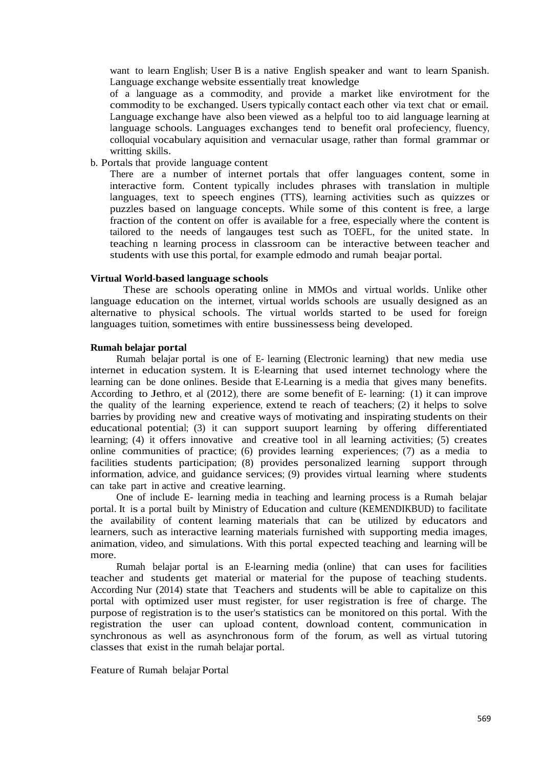want to learn English; User B is a native English speaker and want to learn Spanish. Language exchange website essentially treat knowledge of a language as a commodity, and provide a market like envirotment for the commodity to be exchanged. Users typically contact each other via text chat or email. Language exchange have also been viewed as a helpful too to aid language learning at language schools. Languages exchanges tend to benefit oral profeciency, fluency, colloquial vocabulary aquisition and vernacular usage, rather than formal grammar or writting skills.

b. Portals that provide language content

There are a number of internet portals that offer languages content, some in interactive form. Content typically includes phrases with translation in multiple languages, text to speech engines (TTS), learning activities such as quizzes or puzzles based on language concepts. While some of this content is free, a large fraction of the content on offer is available for a free, especially where the content is tailored to the needs of langauges test such as TOEFL, for the united state. In teaching n learning process in classroom can be interactive between teacher and students with use this portal, for example edmodo and rumah beajar portal.

**Virtual World-based language schools**

These are schools operating online in MMOs and virtual worlds. Unlike other language education on the internet, virtual worlds schools are usually designed as an alternative to physical schools. The virtual worlds started to be used for foreign languages tuition, sometimes with entire bussinessess being developed.

**Rumah belajar portal**

Rumah belajar portal is one of E- learning (Electronic learning) that new media use internet in education system. It is E-learning that used internet technology where the learning can be done onlines. Beside that E-Learning is a media that gives many benefits. According to Jethro, et al (2012), there are some benefit of E- learning: (1) it can improve the quality of the learning experience, extend te reach of teachers; (2) it helps to solve barries by providing new and creative ways of motivating and inspirating students on their educational potential; (3) it can support suuport learning by offering differentiated learning; (4) it offers innovative and creative tool in all learning activities; (5) creates online communities of practice; (6) provides learning experiences; (7) as a media to facilities students participation; (8) provides personalized learning support through information, advice, and guidance services; (9) provides virtual learning where students can take part in active and creative learning.

One of include E- learning media in teaching and learning process is a Rumah belajar portal. It is a portal built by Ministry of Education and culture (KEMENDIKBUD) to facilitate the availability of content learning materials that can be utilized by educators and learners, such as interactive learning materials furnished with supporting media images, animation, video, and simulations. With this portal expected teaching and learning will be more.

Rumah belajar portal is an E-learning media (online) that can uses for facilities teacher and students get material or material for the pupose of teaching students. According Nur (2014) state that Teachers and students will be able to capitalize on this portal with optimized user must register, for user registration is free of charge. The purpose of registration is to the user's statistics can be monitored on this portal. With the registration the user can upload content, download content, communication in synchronous as well as asynchronous form of the forum, as well as virtual tutoring classes that exist in the rumah belajar portal.

Feature of Rumah belajar Portal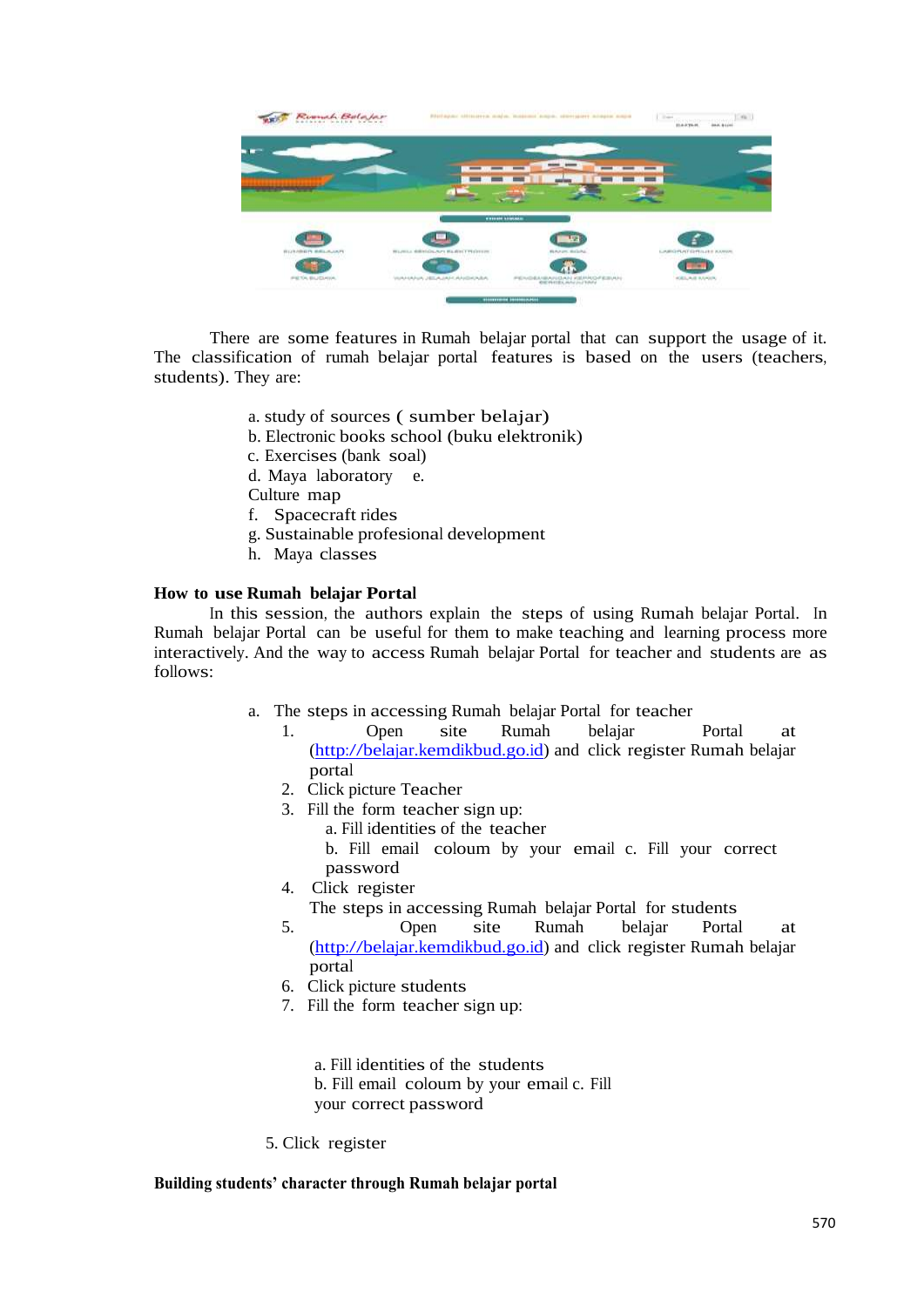There are some features in Rumah belajar portal that can support the usage of it. The classification of rumah belajar portal features is based on the users (teachers, students). They are:

a. study of sources ( sumber belajar)
b. Electronic books school (buku elektronik)
c. Exercises (bank soal)
d. Maya laboratory e. Culture map
f. Spacecraft rides
g. Sustainable profesional development
h. Maya classes

**How to use Rumah belajar Portal**

In this session, the authors explain the steps of using Rumah belajar Portal. In Rumah belajar Portal can be useful for them to make teaching and learning process more interactively. And the way to access Rumah belajar Portal for teacher and students are as follows:

a. The steps in accessing Rumah belajar Portal for teacher
   1. Open site Rumah belajar Portal at (http://belajar.kemdikbud.go.id) and click register Rumah belajar portal
   2. Click picture Teacher
   3. Fill the form teacher sign up:
      a. Fill identities of the teacher
      b. Fill email coloum by your email c. Fill your correct password
   4. Click register
   The steps in accessing Rumah belajar Portal for students
   5. Open site Rumah belajar Portal at (http://belajar.kemdikbud.go.id) and click register Rumah belajar portal
   6. Click picture students
   7. Fill the form teacher sign up:

      a. Fill identities of the students
      b. Fill email coloum by your email c. Fill your correct password

   5. Click register

**Building students' character through Rumah belajar portal**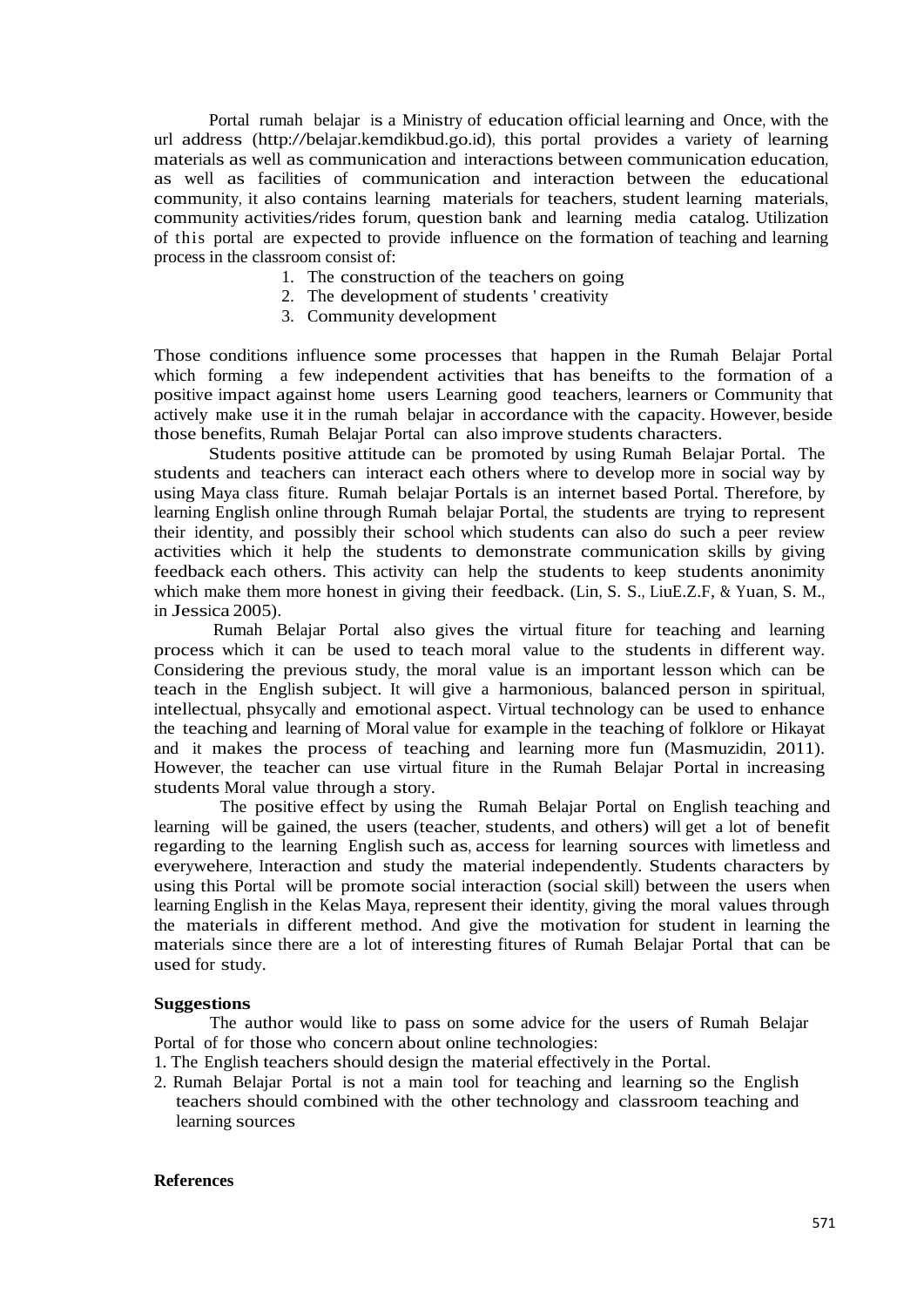Portal rumah belajar is a Ministry of education official learning and Once, with the url address (http://belajar.kemdikbud.go.id), this portal provides a variety of learning materials as well as communication and interactions between communication education, as well as facilities of communication and interaction between the educational community, it also contains learning materials for teachers, student learning materials, community activities/rides forum, question bank and learning media catalog. Utilization of this portal are expected to provide influence on the formation of teaching and learning process in the classroom consist of:

1. The construction of the teachers on going
2. The development of students ' creativity
3. Community development

Those conditions influence some processes that happen in the Rumah Belajar Portal which forming a few independent activities that has beneifts to the formation of a positive impact against home users Learning good teachers, learners or Community that actively make use it in the rumah belajar in accordance with the capacity. However, beside those benefits, Rumah Belajar Portal can also improve students characters.

Students positive attitude can be promoted by using Rumah Belajar Portal. The students and teachers can interact each others where to develop more in social way by using Maya class fiture. Rumah belajar Portals is an internet based Portal. Therefore, by learning English online through Rumah belajar Portal, the students are trying to represent their identity, and possibly their school which students can also do such a peer review activities which it help the students to demonstrate communication skills by giving feedback each others. This activity can help the students to keep students anonimity which make them more honest in giving their feedback. (Lin, S. S., LiuE.Z.F, & Yuan, S. M., in Jessica 2005).

Rumah Belajar Portal also gives the virtual fiture for teaching and learning process which it can be used to teach moral value to the students in different way. Considering the previous study, the moral value is an important lesson which can be teach in the English subject. It will give a harmonious, balanced person in spiritual, intellectual, phsycally and emotional aspect. Virtual technology can be used to enhance the teaching and learning of Moral value for example in the teaching of folklore or Hikayat and it makes the process of teaching and learning more fun (Masmuzidin, 2011). However, the teacher can use virtual fiture in the Rumah Belajar Portal in increasing students Moral value through a story.

The positive effect by using the Rumah Belajar Portal on English teaching and learning will be gained, the users (teacher, students, and others) will get a lot of benefit regarding to the learning English such as, access for learning sources with limetless and everywehere, Interaction and study the material independently. Students characters by using this Portal will be promote social interaction (social skill) between the users when learning English in the Kelas Maya, represent their identity, giving the moral values through the materials in different method. And give the motivation for student in learning the materials since there are a lot of interesting fitures of Rumah Belajar Portal that can be used for study.

**Suggestions**

The author would like to pass on some advice for the users of Rumah Belajar Portal of for those who concern about online technologies:

1. The English teachers should design the material effectively in the Portal.
2. Rumah Belajar Portal is not a main tool for teaching and learning so the English teachers should combined with the other technology and classroom teaching and learning sources

**References**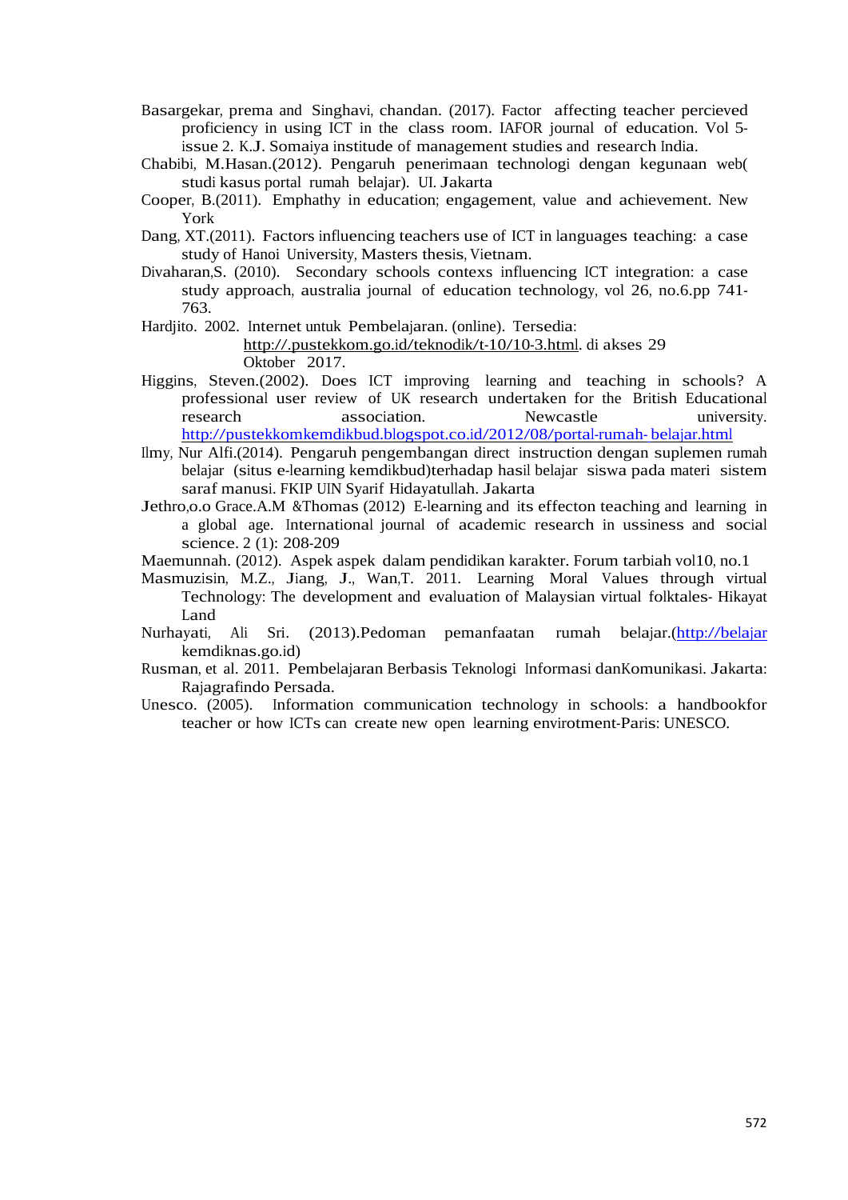Basargekar, prema and Singhavi, chandan. (2017). Factor affecting teacher percieved proficiency in using ICT in the class room. IAFOR journal of education. Vol 5-issue 2. K.J. Somaiya institude of management studies and research India.

Chabibi, M.Hasan.(2012). Pengaruh penerimaan technologi dengan kegunaan web( studi kasus portal rumah belajar). UI. Jakarta

Cooper, B.(2011). Emphathy in education; engagement, value and achievement. New York

Dang, XT.(2011). Factors influencing teachers use of ICT in languages teaching: a case study of Hanoi University, Masters thesis, Vietnam.

Divaharan,S. (2010). Secondary schools contexs influencing ICT integration: a case study approach, australia journal of education technology, vol 26, no.6.pp 741-763.

Hardjito. 2002. Internet untuk Pembelajaran. (online). Tersedia: http://.pustekkom.go.id/teknodik/t-10/10-3.html. di akses 29 Oktober 2017.

Higgins, Steven.(2002). Does ICT improving learning and teaching in schools? A professional user review of UK research undertaken for the British Educational research association. Newcastle university. http://pustekkomkemdikbud.blogspot.co.id/2012/08/portal-rumah- belajar.html

Ilmy, Nur Alfi.(2014). Pengaruh pengembangan direct instruction dengan suplemen rumah belajar (situs e-learning kemdikbud)terhadap hasil belajar siswa pada materi sistem saraf manusi. FKIP UIN Syarif Hidayatullah. Jakarta

Jethro,o.o Grace.A.M &Thomas (2012) E-learning and its effecton teaching and learning in a global age. International journal of academic research in ussiness and social science. 2 (1): 208-209

Maemunnah. (2012). Aspek aspek dalam pendidikan karakter. Forum tarbiah vol10, no.1

Masmuzisin, M.Z., Jiang, J., Wan,T. 2011. Learning Moral Values through virtual Technology: The development and evaluation of Malaysian virtual folktales- Hikayat Land

Nurhayati, Ali Sri. (2013).Pedoman pemanfaatan rumah belajar.(http://belajar kemdiknas.go.id)

Rusman, et al. 2011. Pembelajaran Berbasis Teknologi Informasi danKomunikasi. Jakarta: Rajagrafindo Persada.

Unesco. (2005). Information communication technology in schools: a handbookfor teacher or how ICTs can create new open learning envirotment-Paris: UNESCO.